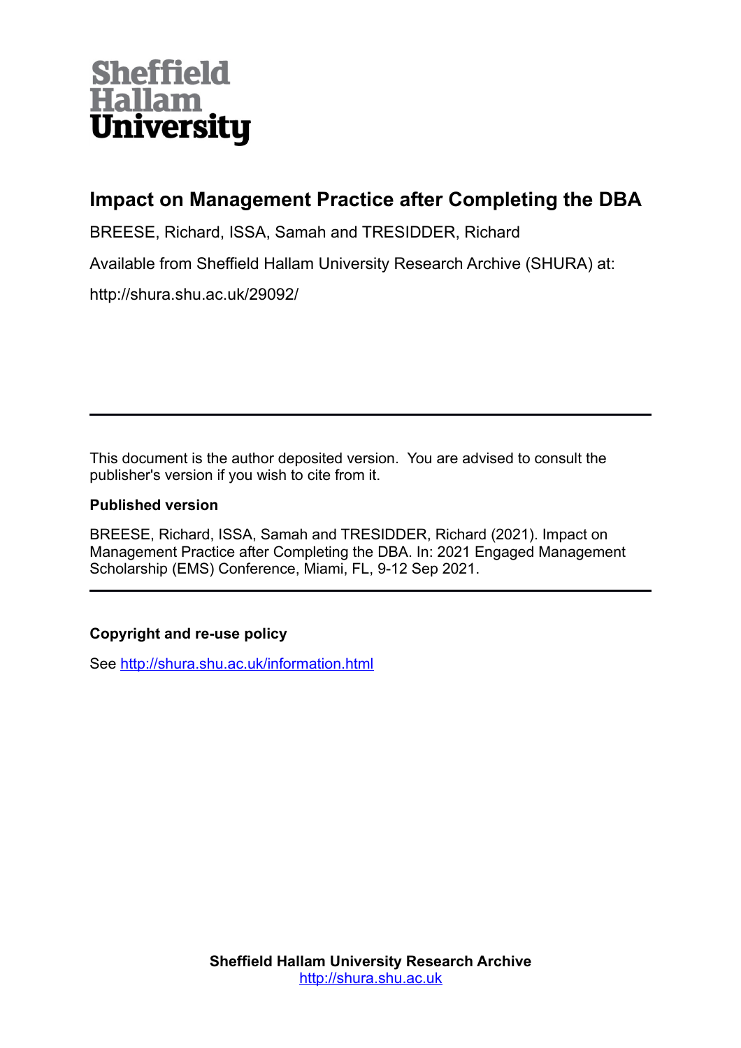Sheffield Hallam University

# Impact on Management Practice after Completing the DBA

BREESE, Richard, ISSA, Samah and TRESIDDER, Richard

Available from Sheffield Hallam University Research Archive (SHURA) at:

http://shura.shu.ac.uk/29092/

---

This document is the author deposited version. You are advised to consult the publisher's version if you wish to cite from it.

**Published version**

BREESE, Richard, ISSA, Samah and TRESIDDER, Richard (2021). Impact on Management Practice after Completing the DBA. In: 2021 Engaged Management Scholarship (EMS) Conference, Miami, FL, 9-12 Sep 2021.

---

**Copyright and re-use policy**

See http://shura.shu.ac.uk/information.html

**Sheffield Hallam University Research Archive**
http://shura.shu.ac.uk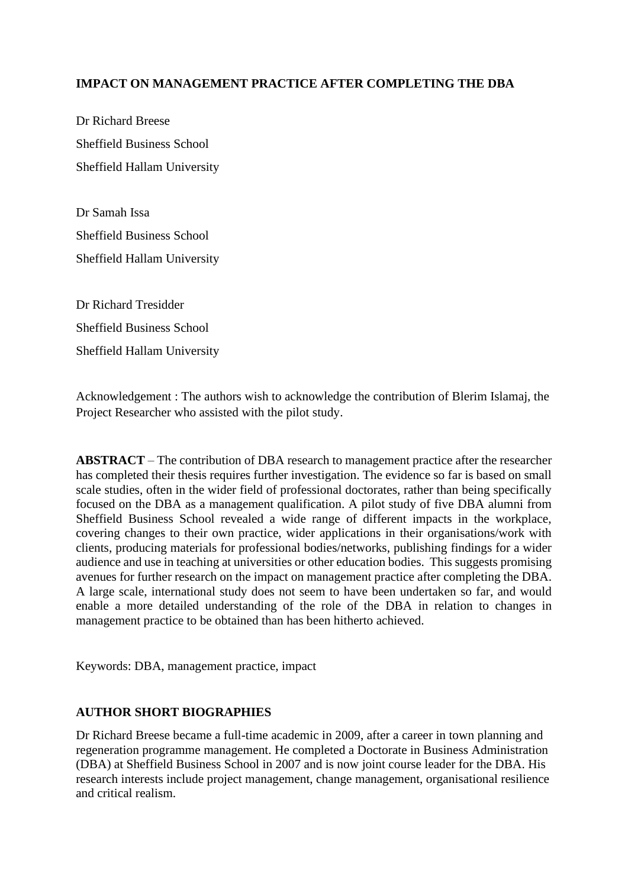**IMPACT ON MANAGEMENT PRACTICE AFTER COMPLETING THE DBA**

Dr Richard Breese
Sheffield Business School
Sheffield Hallam University

Dr Samah Issa
Sheffield Business School
Sheffield Hallam University

Dr Richard Tresidder
Sheffield Business School
Sheffield Hallam University

Acknowledgement : The authors wish to acknowledge the contribution of Blerim Islamaj, the Project Researcher who assisted with the pilot study.

**ABSTRACT** – The contribution of DBA research to management practice after the researcher has completed their thesis requires further investigation. The evidence so far is based on small scale studies, often in the wider field of professional doctorates, rather than being specifically focused on the DBA as a management qualification. A pilot study of five DBA alumni from Sheffield Business School revealed a wide range of different impacts in the workplace, covering changes to their own practice, wider applications in their organisations/work with clients, producing materials for professional bodies/networks, publishing findings for a wider audience and use in teaching at universities or other education bodies. This suggests promising avenues for further research on the impact on management practice after completing the DBA. A large scale, international study does not seem to have been undertaken so far, and would enable a more detailed understanding of the role of the DBA in relation to changes in management practice to be obtained than has been hitherto achieved.

Keywords: DBA, management practice, impact

**AUTHOR SHORT BIOGRAPHIES**

Dr Richard Breese became a full-time academic in 2009, after a career in town planning and regeneration programme management. He completed a Doctorate in Business Administration (DBA) at Sheffield Business School in 2007 and is now joint course leader for the DBA. His research interests include project management, change management, organisational resilience and critical realism.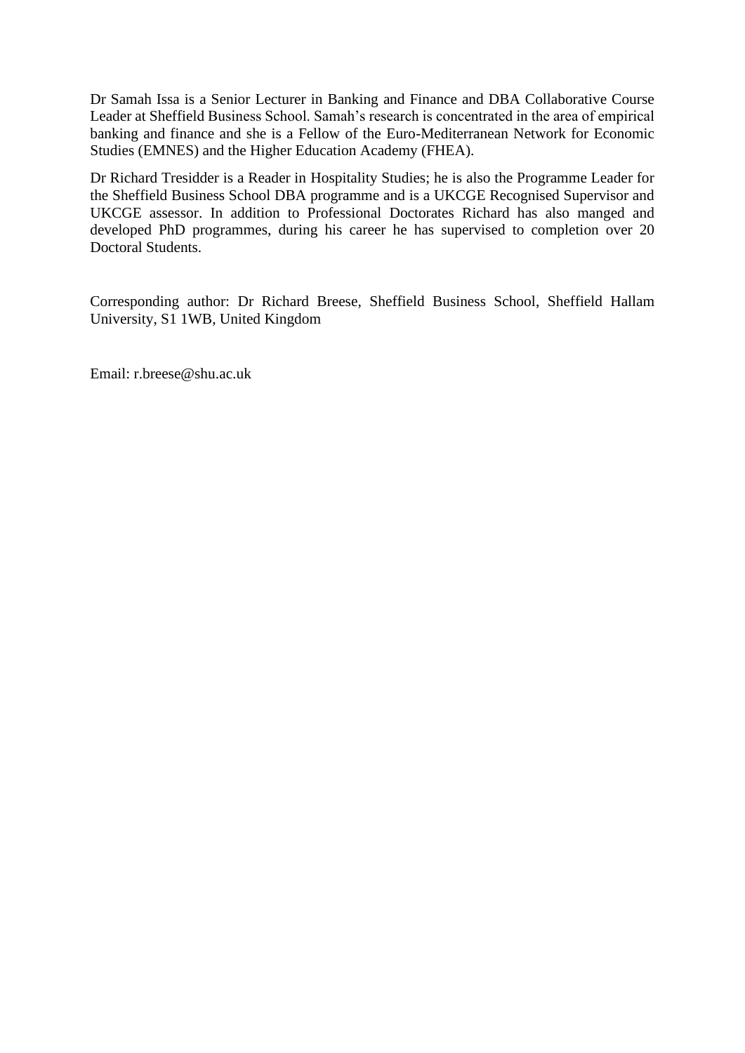Dr Samah Issa is a Senior Lecturer in Banking and Finance and DBA Collaborative Course Leader at Sheffield Business School. Samah's research is concentrated in the area of empirical banking and finance and she is a Fellow of the Euro-Mediterranean Network for Economic Studies (EMNES) and the Higher Education Academy (FHEA).

Dr Richard Tresidder is a Reader in Hospitality Studies; he is also the Programme Leader for the Sheffield Business School DBA programme and is a UKCGE Recognised Supervisor and UKCGE assessor. In addition to Professional Doctorates Richard has also manged and developed PhD programmes, during his career he has supervised to completion over 20 Doctoral Students.

Corresponding author: Dr Richard Breese, Sheffield Business School, Sheffield Hallam University, S1 1WB, United Kingdom

Email: r.breese@shu.ac.uk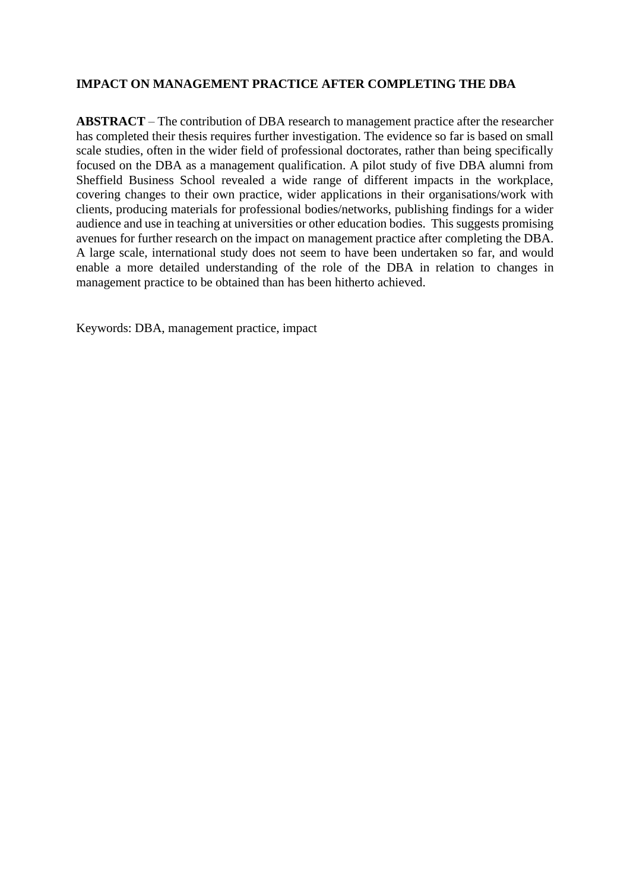**IMPACT ON MANAGEMENT PRACTICE AFTER COMPLETING THE DBA**

**ABSTRACT** – The contribution of DBA research to management practice after the researcher has completed their thesis requires further investigation. The evidence so far is based on small scale studies, often in the wider field of professional doctorates, rather than being specifically focused on the DBA as a management qualification. A pilot study of five DBA alumni from Sheffield Business School revealed a wide range of different impacts in the workplace, covering changes to their own practice, wider applications in their organisations/work with clients, producing materials for professional bodies/networks, publishing findings for a wider audience and use in teaching at universities or other education bodies. This suggests promising avenues for further research on the impact on management practice after completing the DBA. A large scale, international study does not seem to have been undertaken so far, and would enable a more detailed understanding of the role of the DBA in relation to changes in management practice to be obtained than has been hitherto achieved.

Keywords: DBA, management practice, impact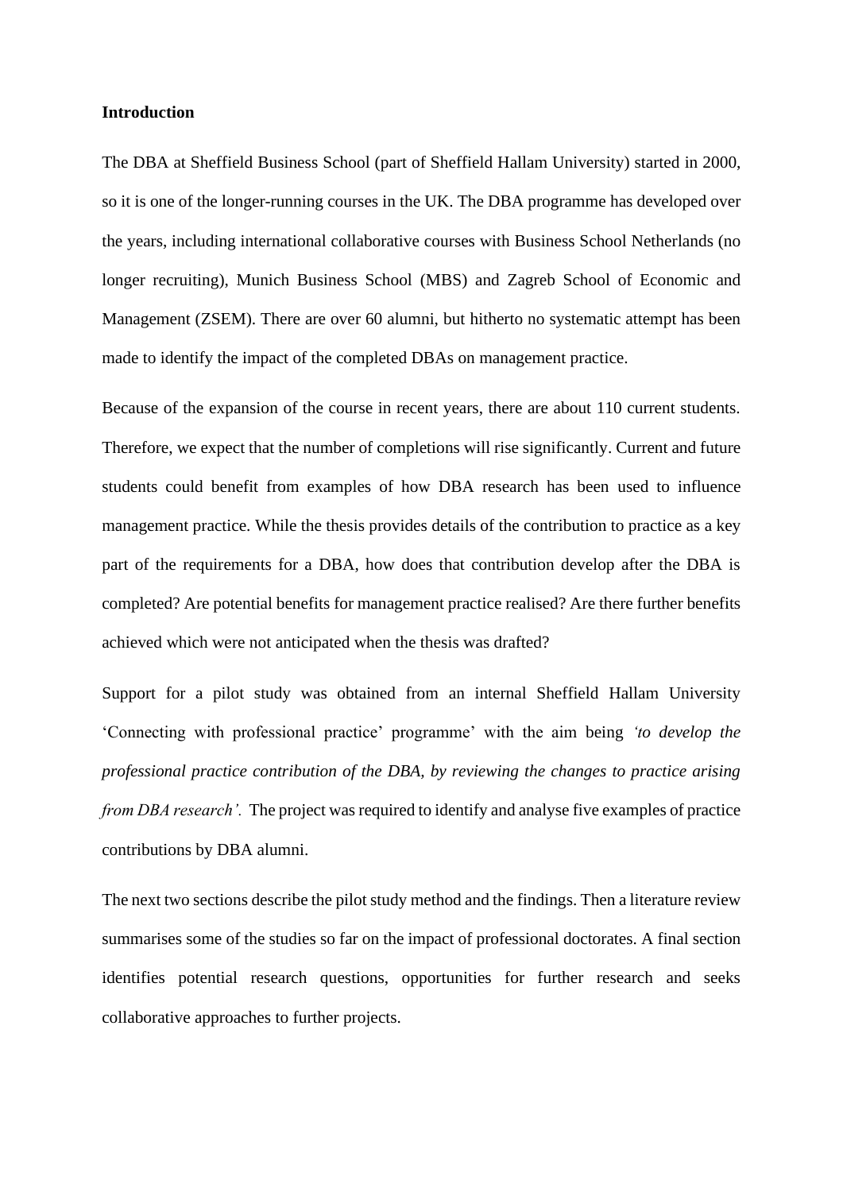## Introduction

The DBA at Sheffield Business School (part of Sheffield Hallam University) started in 2000, so it is one of the longer-running courses in the UK. The DBA programme has developed over the years, including international collaborative courses with Business School Netherlands (no longer recruiting), Munich Business School (MBS) and Zagreb School of Economic and Management (ZSEM). There are over 60 alumni, but hitherto no systematic attempt has been made to identify the impact of the completed DBAs on management practice.

Because of the expansion of the course in recent years, there are about 110 current students. Therefore, we expect that the number of completions will rise significantly. Current and future students could benefit from examples of how DBA research has been used to influence management practice. While the thesis provides details of the contribution to practice as a key part of the requirements for a DBA, how does that contribution develop after the DBA is completed? Are potential benefits for management practice realised? Are there further benefits achieved which were not anticipated when the thesis was drafted?

Support for a pilot study was obtained from an internal Sheffield Hallam University 'Connecting with professional practice' programme' with the aim being *'to develop the professional practice contribution of the DBA, by reviewing the changes to practice arising from DBA research'.* The project was required to identify and analyse five examples of practice contributions by DBA alumni.

The next two sections describe the pilot study method and the findings. Then a literature review summarises some of the studies so far on the impact of professional doctorates. A final section identifies potential research questions, opportunities for further research and seeks collaborative approaches to further projects.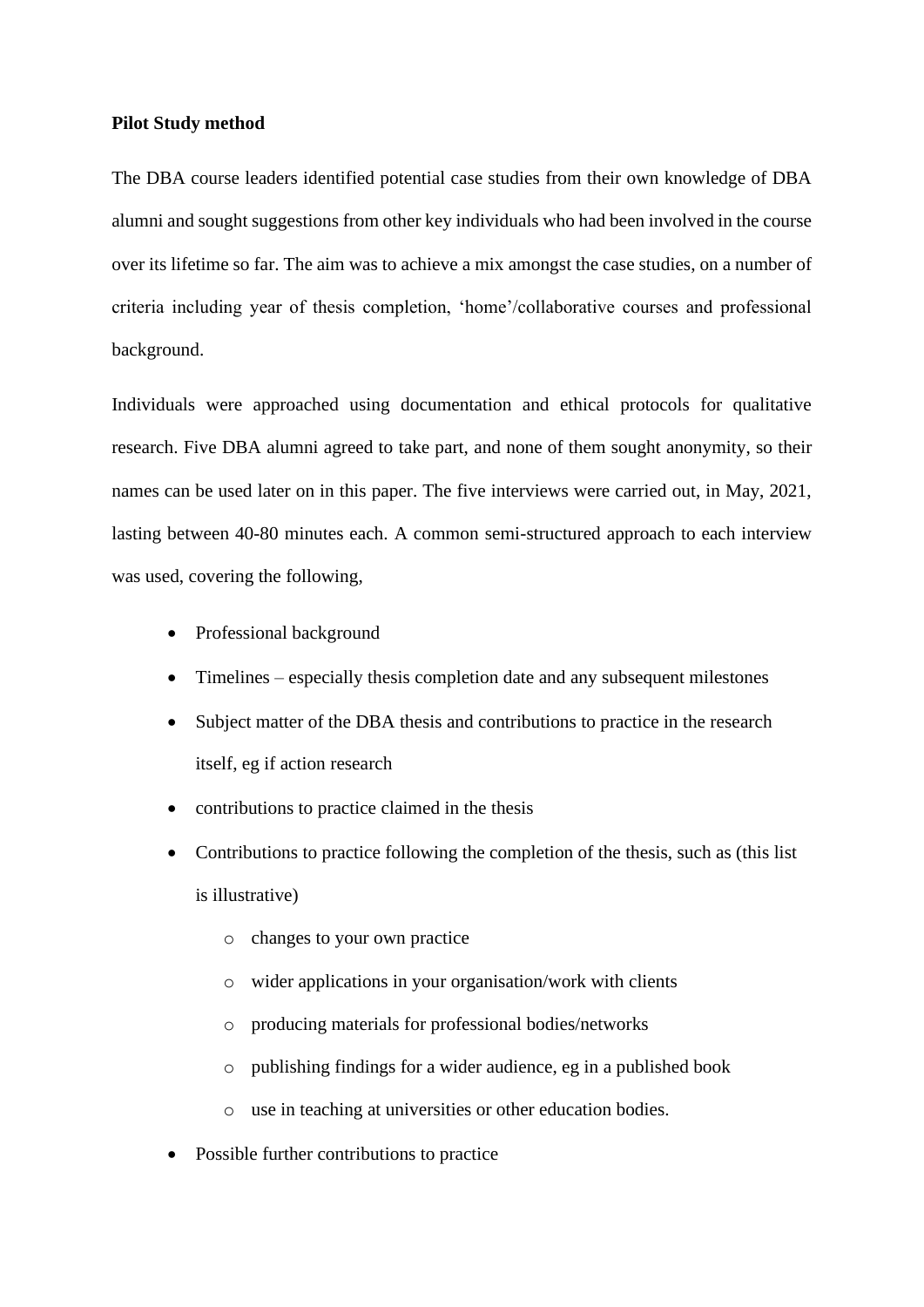**Pilot Study method**

The DBA course leaders identified potential case studies from their own knowledge of DBA alumni and sought suggestions from other key individuals who had been involved in the course over its lifetime so far. The aim was to achieve a mix amongst the case studies, on a number of criteria including year of thesis completion, 'home'/collaborative courses and professional background.

Individuals were approached using documentation and ethical protocols for qualitative research. Five DBA alumni agreed to take part, and none of them sought anonymity, so their names can be used later on in this paper. The five interviews were carried out, in May, 2021, lasting between 40-80 minutes each. A common semi-structured approach to each interview was used, covering the following,

- Professional background
- Timelines – especially thesis completion date and any subsequent milestones
- Subject matter of the DBA thesis and contributions to practice in the research itself, eg if action research
- contributions to practice claimed in the thesis
- Contributions to practice following the completion of the thesis, such as (this list is illustrative)
    - changes to your own practice
    - wider applications in your organisation/work with clients
    - producing materials for professional bodies/networks
    - publishing findings for a wider audience, eg in a published book
    - use in teaching at universities or other education bodies.
- Possible further contributions to practice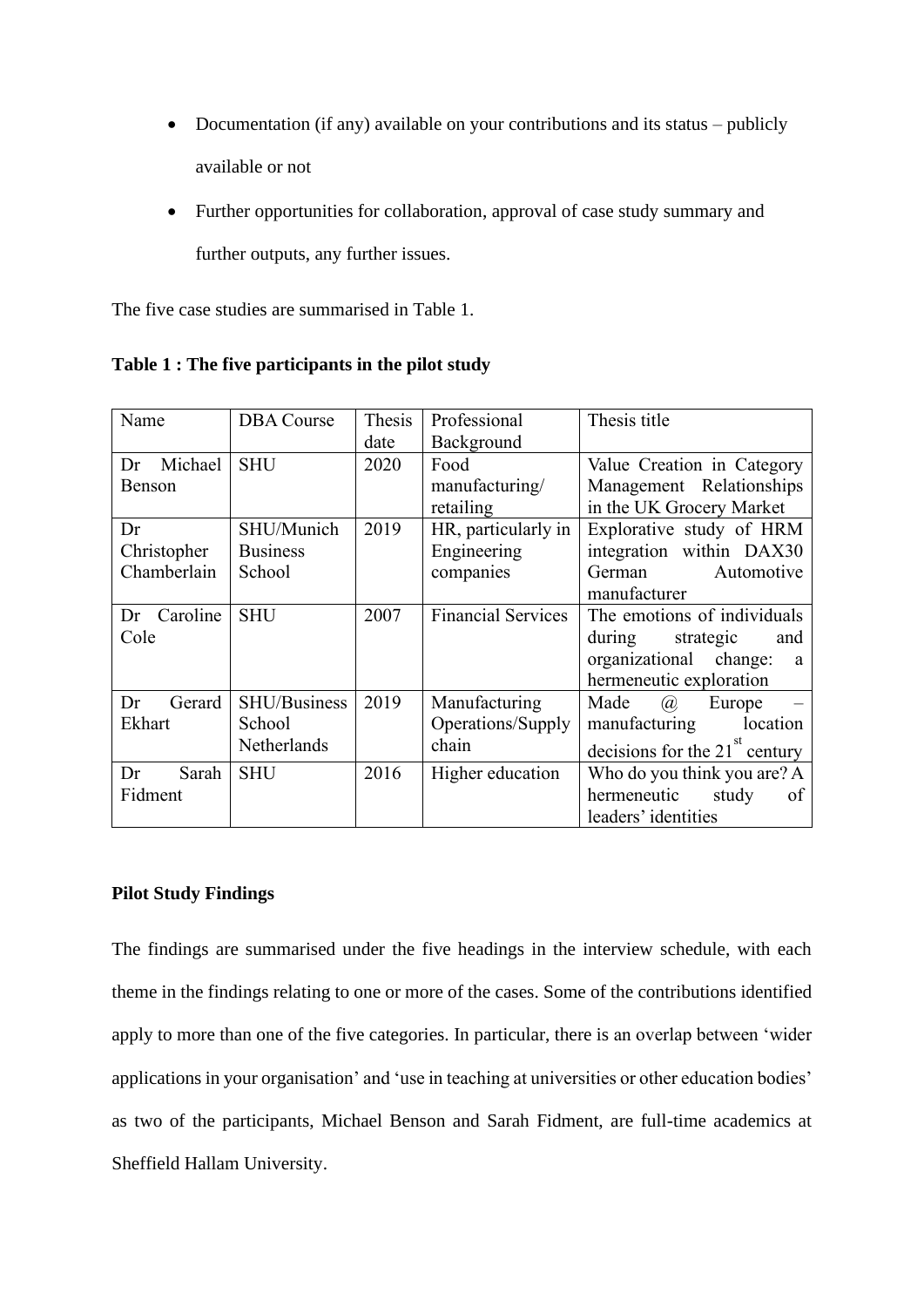- Documentation (if any) available on your contributions and its status – publicly available or not
- Further opportunities for collaboration, approval of case study summary and further outputs, any further issues.

The five case studies are summarised in Table 1.

**Table 1 : The five participants in the pilot study**

| Name | DBA Course | Thesis date | Professional Background | Thesis title |
|---|---|---|---|---|
| Dr Michael Benson | SHU | 2020 | Food manufacturing/ retailing | Value Creation in Category Management Relationships in the UK Grocery Market |
| Dr Christopher Chamberlain | SHU/Munich Business School | 2019 | HR, particularly in Engineering companies | Explorative study of HRM integration within DAX30 German Automotive manufacturer |
| Dr Caroline Cole | SHU | 2007 | Financial Services | The emotions of individuals during strategic and organizational change: a hermeneutic exploration |
| Dr Gerard Ekhart | SHU/Business School Netherlands | 2019 | Manufacturing Operations/Supply chain | Made @ Europe – manufacturing location decisions for the 21st century |
| Dr Sarah Fidment | SHU | 2016 | Higher education | Who do you think you are? A hermeneutic study of leaders' identities |

**Pilot Study Findings**

The findings are summarised under the five headings in the interview schedule, with each theme in the findings relating to one or more of the cases. Some of the contributions identified apply to more than one of the five categories. In particular, there is an overlap between 'wider applications in your organisation' and 'use in teaching at universities or other education bodies' as two of the participants, Michael Benson and Sarah Fidment, are full-time academics at Sheffield Hallam University.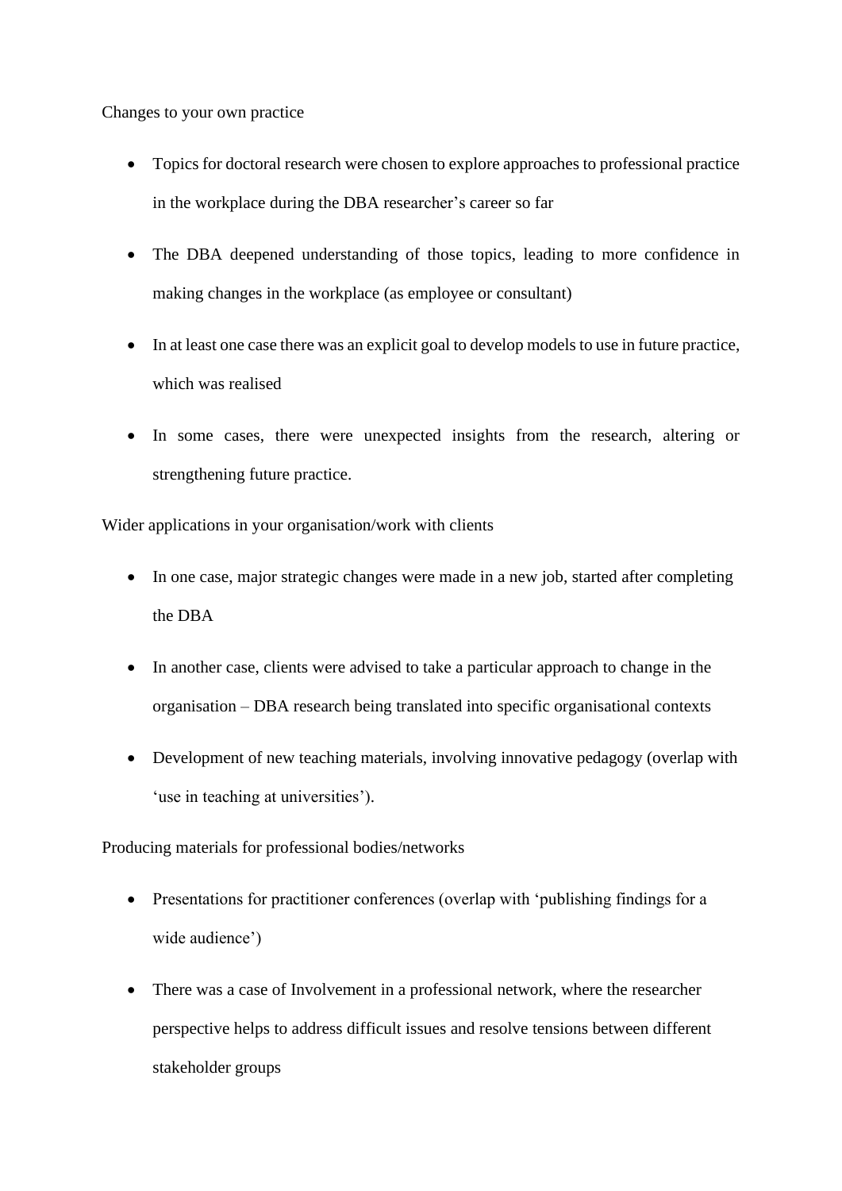Changes to your own practice

- Topics for doctoral research were chosen to explore approaches to professional practice in the workplace during the DBA researcher's career so far
- The DBA deepened understanding of those topics, leading to more confidence in making changes in the workplace (as employee or consultant)
- In at least one case there was an explicit goal to develop models to use in future practice, which was realised
- In some cases, there were unexpected insights from the research, altering or strengthening future practice.

Wider applications in your organisation/work with clients

- In one case, major strategic changes were made in a new job, started after completing the DBA
- In another case, clients were advised to take a particular approach to change in the organisation – DBA research being translated into specific organisational contexts
- Development of new teaching materials, involving innovative pedagogy (overlap with 'use in teaching at universities').

Producing materials for professional bodies/networks

- Presentations for practitioner conferences (overlap with 'publishing findings for a wide audience')
- There was a case of Involvement in a professional network, where the researcher perspective helps to address difficult issues and resolve tensions between different stakeholder groups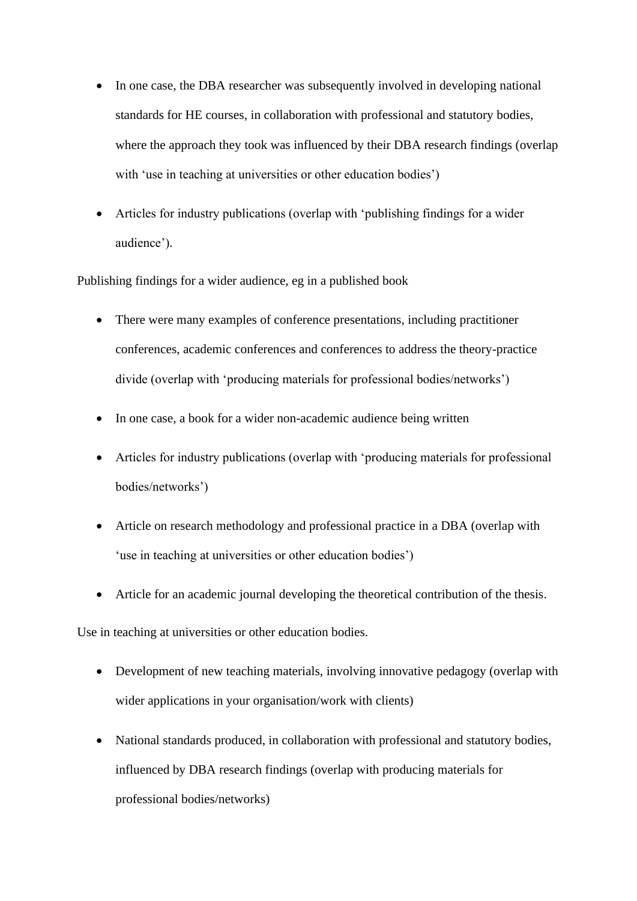- In one case, the DBA researcher was subsequently involved in developing national standards for HE courses, in collaboration with professional and statutory bodies, where the approach they took was influenced by their DBA research findings (overlap with 'use in teaching at universities or other education bodies')
- Articles for industry publications (overlap with 'publishing findings for a wider audience').

Publishing findings for a wider audience, eg in a published book

- There were many examples of conference presentations, including practitioner conferences, academic conferences and conferences to address the theory-practice divide (overlap with 'producing materials for professional bodies/networks')
- In one case, a book for a wider non-academic audience being written
- Articles for industry publications (overlap with 'producing materials for professional bodies/networks')
- Article on research methodology and professional practice in a DBA (overlap with 'use in teaching at universities or other education bodies')
- Article for an academic journal developing the theoretical contribution of the thesis.

Use in teaching at universities or other education bodies.

- Development of new teaching materials, involving innovative pedagogy (overlap with wider applications in your organisation/work with clients)
- National standards produced, in collaboration with professional and statutory bodies, influenced by DBA research findings (overlap with producing materials for professional bodies/networks)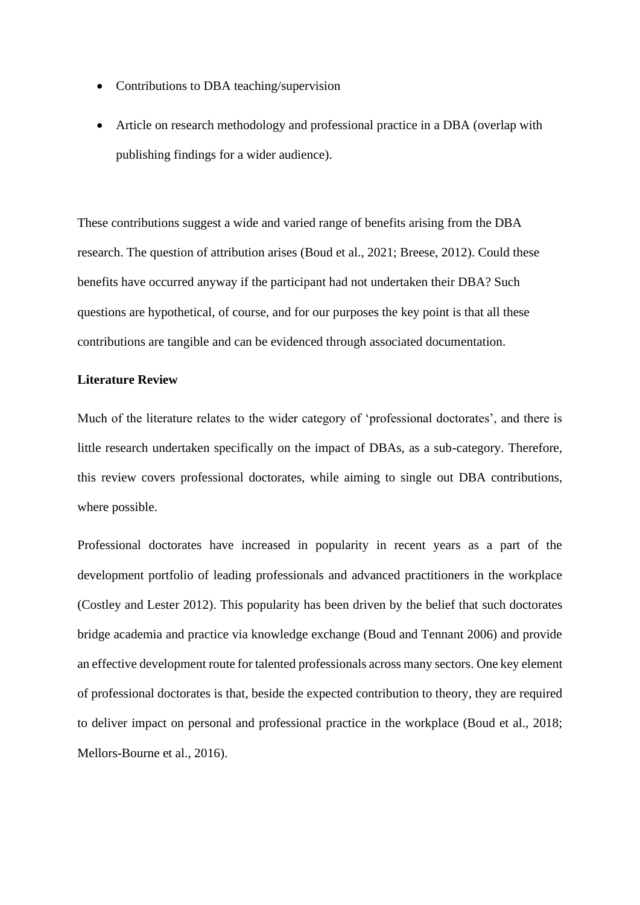- Contributions to DBA teaching/supervision
- Article on research methodology and professional practice in a DBA (overlap with publishing findings for a wider audience).

These contributions suggest a wide and varied range of benefits arising from the DBA research. The question of attribution arises (Boud et al., 2021; Breese, 2012). Could these benefits have occurred anyway if the participant had not undertaken their DBA? Such questions are hypothetical, of course, and for our purposes the key point is that all these contributions are tangible and can be evidenced through associated documentation.

**Literature Review**

Much of the literature relates to the wider category of 'professional doctorates', and there is little research undertaken specifically on the impact of DBAs, as a sub-category. Therefore, this review covers professional doctorates, while aiming to single out DBA contributions, where possible.

Professional doctorates have increased in popularity in recent years as a part of the development portfolio of leading professionals and advanced practitioners in the workplace (Costley and Lester 2012). This popularity has been driven by the belief that such doctorates bridge academia and practice via knowledge exchange (Boud and Tennant 2006) and provide an effective development route for talented professionals across many sectors. One key element of professional doctorates is that, beside the expected contribution to theory, they are required to deliver impact on personal and professional practice in the workplace (Boud et al., 2018; Mellors-Bourne et al., 2016).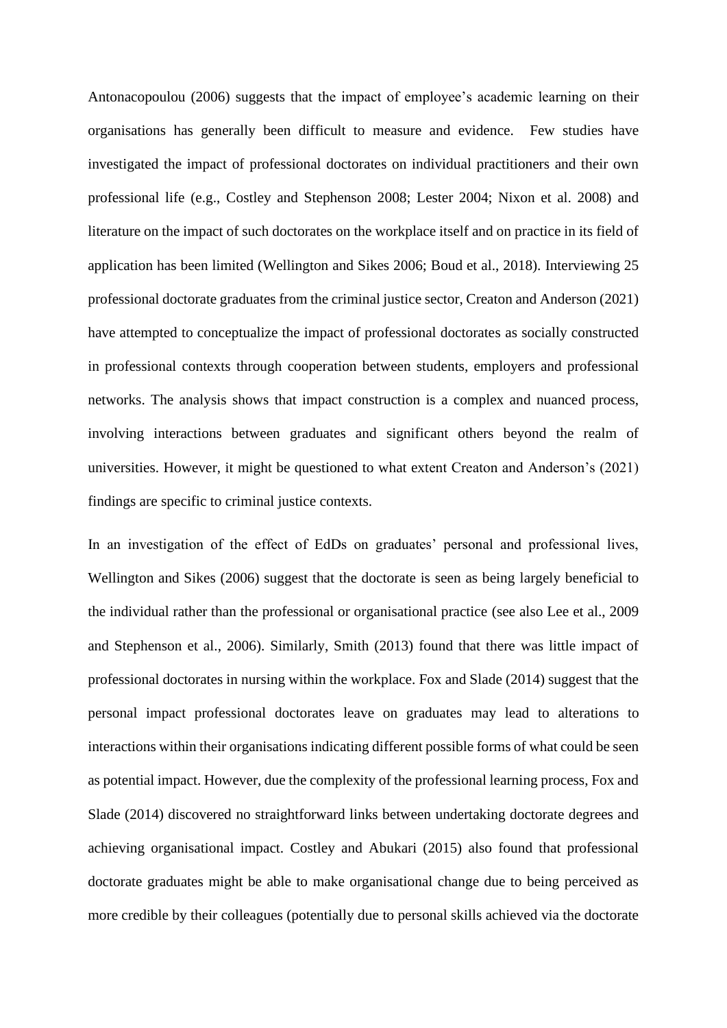Antonacopoulou (2006) suggests that the impact of employee's academic learning on their organisations has generally been difficult to measure and evidence. Few studies have investigated the impact of professional doctorates on individual practitioners and their own professional life (e.g., Costley and Stephenson 2008; Lester 2004; Nixon et al. 2008) and literature on the impact of such doctorates on the workplace itself and on practice in its field of application has been limited (Wellington and Sikes 2006; Boud et al., 2018). Interviewing 25 professional doctorate graduates from the criminal justice sector, Creaton and Anderson (2021) have attempted to conceptualize the impact of professional doctorates as socially constructed in professional contexts through cooperation between students, employers and professional networks. The analysis shows that impact construction is a complex and nuanced process, involving interactions between graduates and significant others beyond the realm of universities. However, it might be questioned to what extent Creaton and Anderson's (2021) findings are specific to criminal justice contexts.

In an investigation of the effect of EdDs on graduates' personal and professional lives, Wellington and Sikes (2006) suggest that the doctorate is seen as being largely beneficial to the individual rather than the professional or organisational practice (see also Lee et al., 2009 and Stephenson et al., 2006). Similarly, Smith (2013) found that there was little impact of professional doctorates in nursing within the workplace. Fox and Slade (2014) suggest that the personal impact professional doctorates leave on graduates may lead to alterations to interactions within their organisations indicating different possible forms of what could be seen as potential impact. However, due the complexity of the professional learning process, Fox and Slade (2014) discovered no straightforward links between undertaking doctorate degrees and achieving organisational impact. Costley and Abukari (2015) also found that professional doctorate graduates might be able to make organisational change due to being perceived as more credible by their colleagues (potentially due to personal skills achieved via the doctorate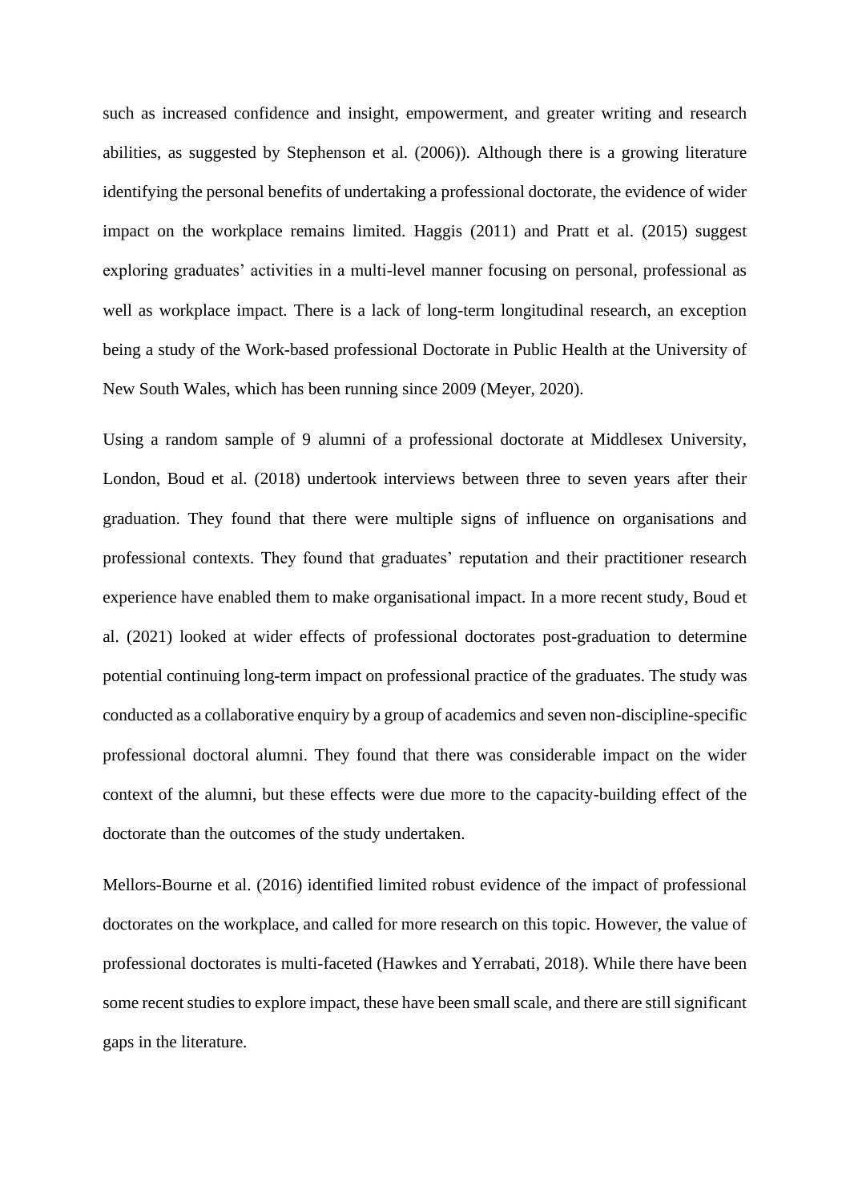such as increased confidence and insight, empowerment, and greater writing and research abilities, as suggested by Stephenson et al. (2006)). Although there is a growing literature identifying the personal benefits of undertaking a professional doctorate, the evidence of wider impact on the workplace remains limited. Haggis (2011) and Pratt et al. (2015) suggest exploring graduates' activities in a multi-level manner focusing on personal, professional as well as workplace impact. There is a lack of long-term longitudinal research, an exception being a study of the Work-based professional Doctorate in Public Health at the University of New South Wales, which has been running since 2009 (Meyer, 2020).

Using a random sample of 9 alumni of a professional doctorate at Middlesex University, London, Boud et al. (2018) undertook interviews between three to seven years after their graduation. They found that there were multiple signs of influence on organisations and professional contexts. They found that graduates' reputation and their practitioner research experience have enabled them to make organisational impact. In a more recent study, Boud et al. (2021) looked at wider effects of professional doctorates post-graduation to determine potential continuing long-term impact on professional practice of the graduates. The study was conducted as a collaborative enquiry by a group of academics and seven non-discipline-specific professional doctoral alumni. They found that there was considerable impact on the wider context of the alumni, but these effects were due more to the capacity-building effect of the doctorate than the outcomes of the study undertaken.

Mellors-Bourne et al. (2016) identified limited robust evidence of the impact of professional doctorates on the workplace, and called for more research on this topic. However, the value of professional doctorates is multi-faceted (Hawkes and Yerrabati, 2018). While there have been some recent studies to explore impact, these have been small scale, and there are still significant gaps in the literature.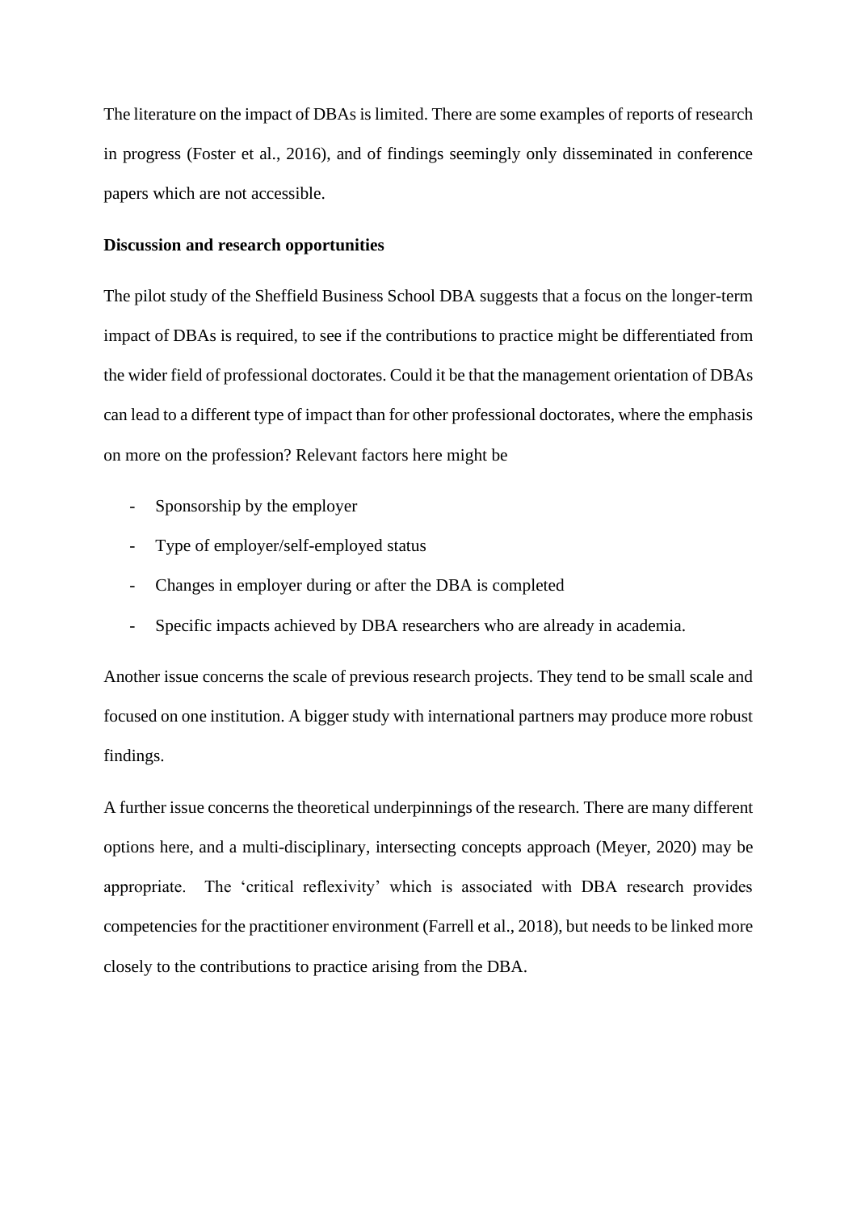The literature on the impact of DBAs is limited. There are some examples of reports of research in progress (Foster et al., 2016), and of findings seemingly only disseminated in conference papers which are not accessible.

**Discussion and research opportunities**

The pilot study of the Sheffield Business School DBA suggests that a focus on the longer-term impact of DBAs is required, to see if the contributions to practice might be differentiated from the wider field of professional doctorates. Could it be that the management orientation of DBAs can lead to a different type of impact than for other professional doctorates, where the emphasis on more on the profession? Relevant factors here might be

- Sponsorship by the employer
- Type of employer/self-employed status
- Changes in employer during or after the DBA is completed
- Specific impacts achieved by DBA researchers who are already in academia.

Another issue concerns the scale of previous research projects. They tend to be small scale and focused on one institution. A bigger study with international partners may produce more robust findings.

A further issue concerns the theoretical underpinnings of the research. There are many different options here, and a multi-disciplinary, intersecting concepts approach (Meyer, 2020) may be appropriate. The 'critical reflexivity' which is associated with DBA research provides competencies for the practitioner environment (Farrell et al., 2018), but needs to be linked more closely to the contributions to practice arising from the DBA.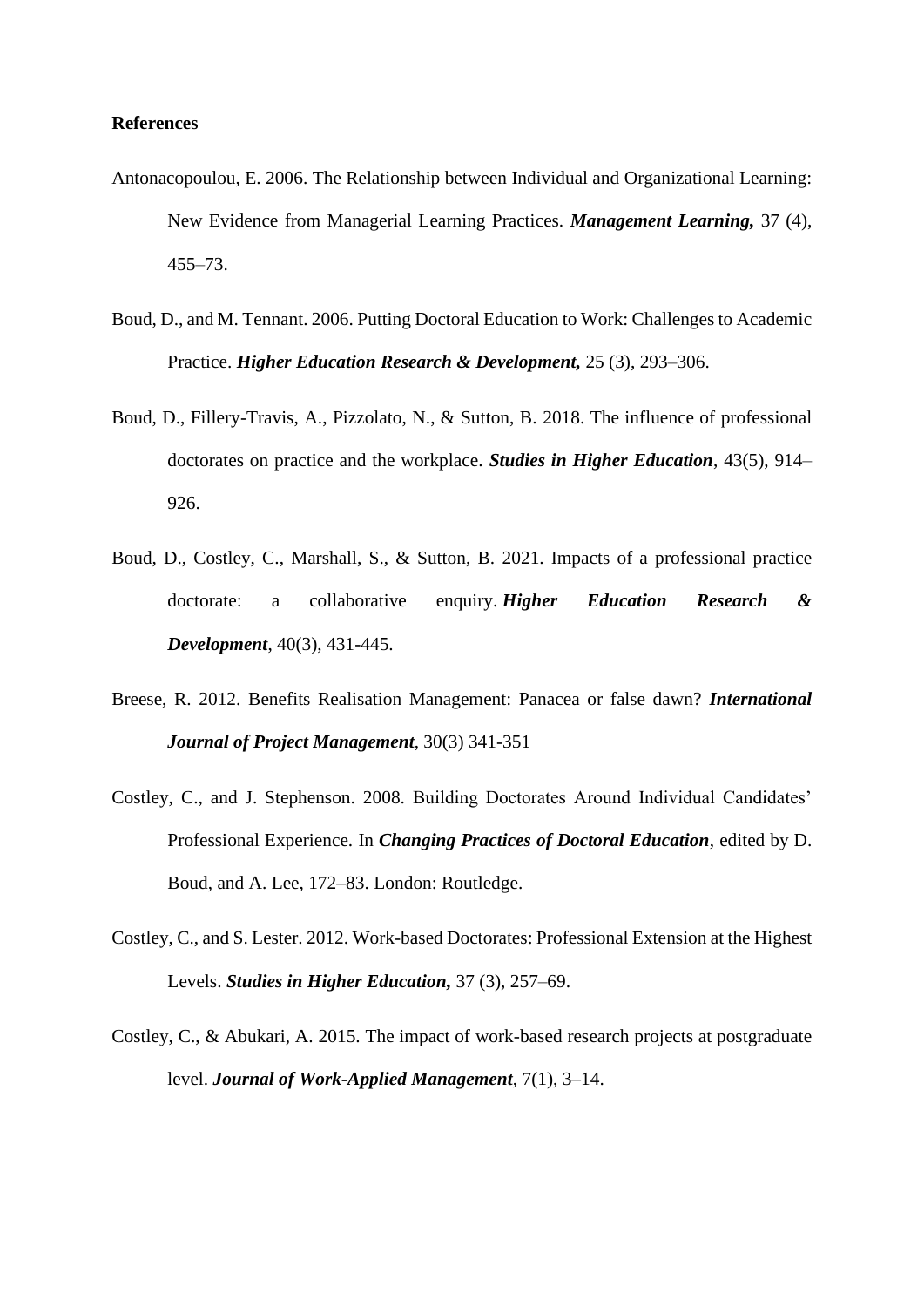**References**

Antonacopoulou, E. 2006. The Relationship between Individual and Organizational Learning: New Evidence from Managerial Learning Practices. ***Management Learning,*** 37 (4), 455–73.

Boud, D., and M. Tennant. 2006. Putting Doctoral Education to Work: Challenges to Academic Practice. ***Higher Education Research & Development,*** 25 (3), 293–306.

Boud, D., Fillery-Travis, A., Pizzolato, N., & Sutton, B. 2018. The influence of professional doctorates on practice and the workplace. ***Studies in Higher Education***, 43(5), 914–926.

Boud, D., Costley, C., Marshall, S., & Sutton, B. 2021. Impacts of a professional practice doctorate: a collaborative enquiry. ***Higher Education Research & Development***, 40(3), 431-445.

Breese, R. 2012. Benefits Realisation Management: Panacea or false dawn? ***International Journal of Project Management***, 30(3) 341-351

Costley, C., and J. Stephenson. 2008. Building Doctorates Around Individual Candidates' Professional Experience. In ***Changing Practices of Doctoral Education***, edited by D. Boud, and A. Lee, 172–83. London: Routledge.

Costley, C., and S. Lester. 2012. Work-based Doctorates: Professional Extension at the Highest Levels. ***Studies in Higher Education,*** 37 (3), 257–69.

Costley, C., & Abukari, A. 2015. The impact of work-based research projects at postgraduate level. ***Journal of Work-Applied Management***, 7(1), 3–14.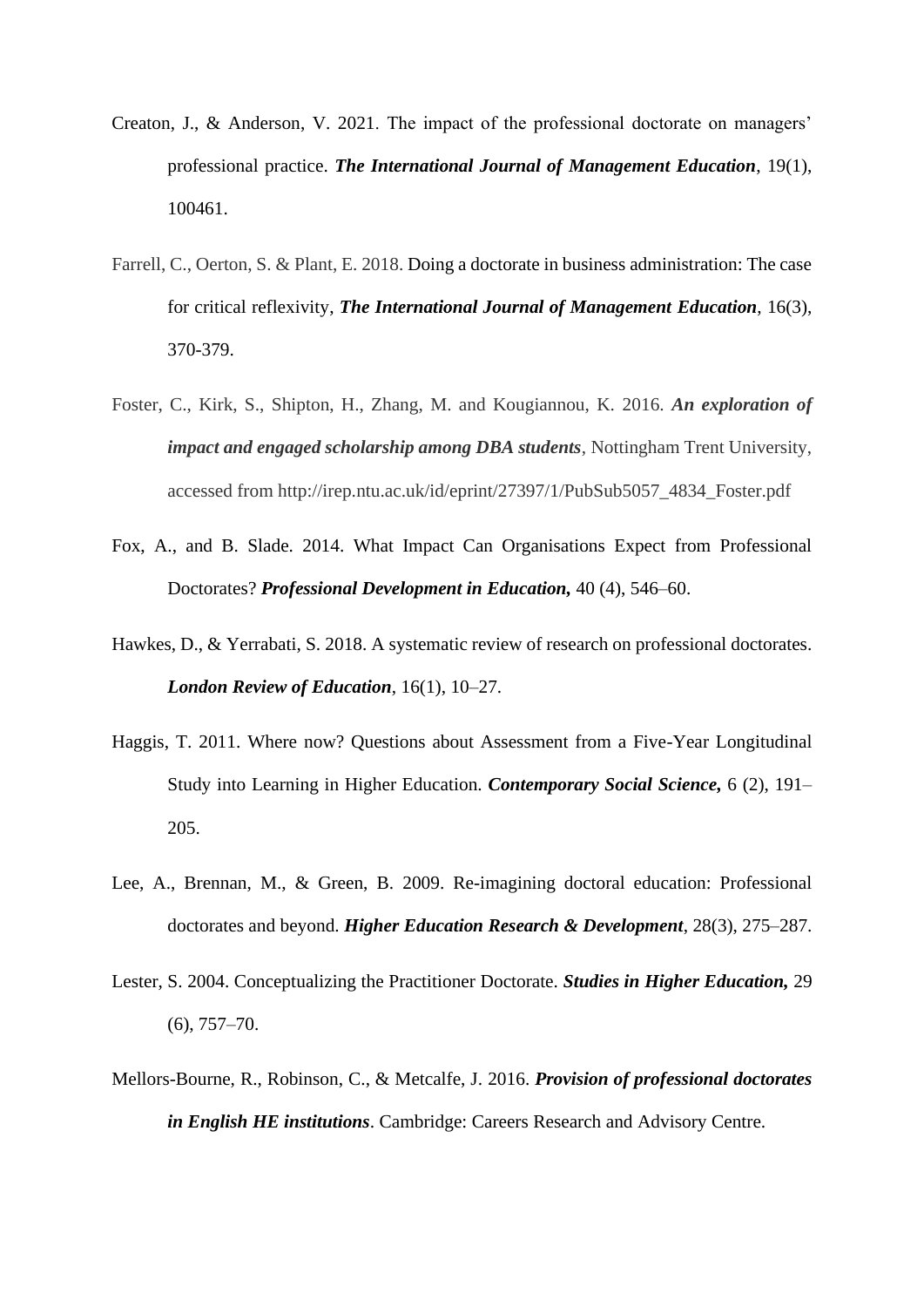Creaton, J., & Anderson, V. 2021. The impact of the professional doctorate on managers' professional practice. ***The International Journal of Management Education***, 19(1), 100461.

Farrell, C., Oerton, S. & Plant, E. 2018. Doing a doctorate in business administration: The case for critical reflexivity, ***The International Journal of Management Education***, 16(3), 370-379.

Foster, C., Kirk, S., Shipton, H., Zhang, M. and Kougiannou, K. 2016. ***An exploration of impact and engaged scholarship among DBA students***, Nottingham Trent University, accessed from http://irep.ntu.ac.uk/id/eprint/27397/1/PubSub5057_4834_Foster.pdf

Fox, A., and B. Slade. 2014. What Impact Can Organisations Expect from Professional Doctorates? ***Professional Development in Education,*** 40 (4), 546–60.

Hawkes, D., & Yerrabati, S. 2018. A systematic review of research on professional doctorates. ***London Review of Education***, 16(1), 10–27.

Haggis, T. 2011. Where now? Questions about Assessment from a Five-Year Longitudinal Study into Learning in Higher Education. ***Contemporary Social Science,*** 6 (2), 191–205.

Lee, A., Brennan, M., & Green, B. 2009. Re-imagining doctoral education: Professional doctorates and beyond. ***Higher Education Research & Development***, 28(3), 275–287.

Lester, S. 2004. Conceptualizing the Practitioner Doctorate. ***Studies in Higher Education,*** 29 (6), 757–70.

Mellors-Bourne, R., Robinson, C., & Metcalfe, J. 2016. ***Provision of professional doctorates in English HE institutions***. Cambridge: Careers Research and Advisory Centre.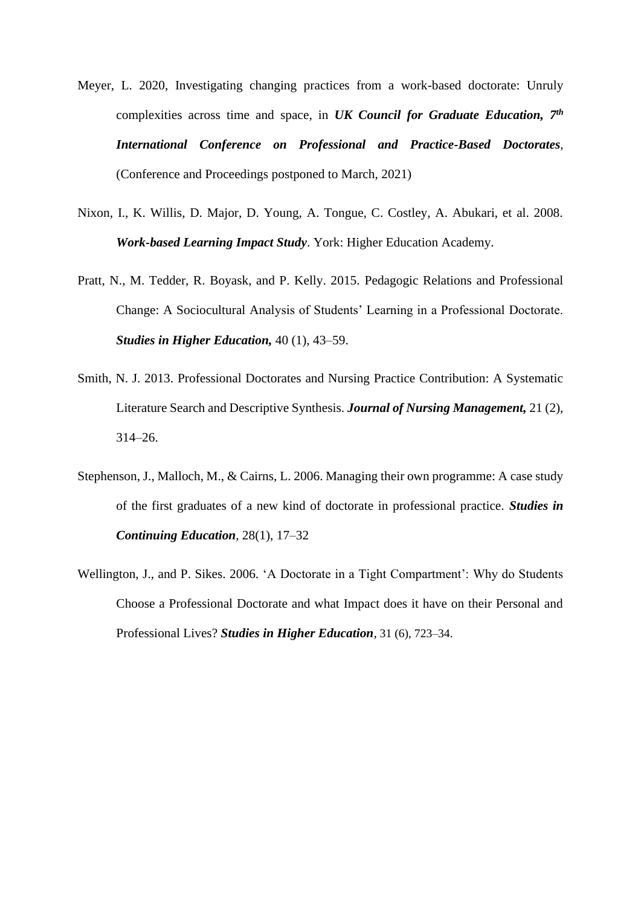Meyer, L. 2020, Investigating changing practices from a work-based doctorate: Unruly complexities across time and space, in ***UK Council for Graduate Education, 7th International Conference on Professional and Practice-Based Doctorates***, (Conference and Proceedings postponed to March, 2021)

Nixon, I., K. Willis, D. Major, D. Young, A. Tongue, C. Costley, A. Abukari, et al. 2008. ***Work-based Learning Impact Study***. York: Higher Education Academy.

Pratt, N., M. Tedder, R. Boyask, and P. Kelly. 2015. Pedagogic Relations and Professional Change: A Sociocultural Analysis of Students' Learning in a Professional Doctorate. ***Studies in Higher Education,*** 40 (1), 43–59.

Smith, N. J. 2013. Professional Doctorates and Nursing Practice Contribution: A Systematic Literature Search and Descriptive Synthesis. ***Journal of Nursing Management,*** 21 (2), 314–26.

Stephenson, J., Malloch, M., & Cairns, L. 2006. Managing their own programme: A case study of the first graduates of a new kind of doctorate in professional practice. ***Studies in Continuing Education***, 28(1), 17–32

Wellington, J., and P. Sikes. 2006. 'A Doctorate in a Tight Compartment': Why do Students Choose a Professional Doctorate and what Impact does it have on their Personal and Professional Lives? ***Studies in Higher Education***, 31 (6), 723–34.